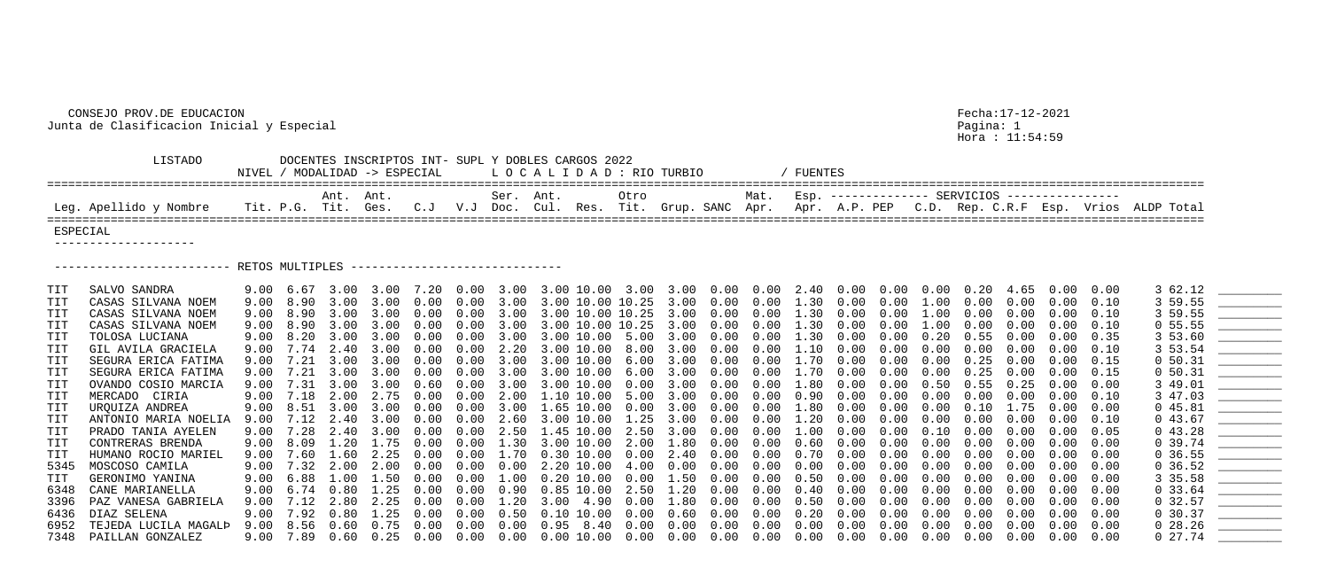CONSEJO PROV.DE EDUCACION
Junta de Clasificacion Inicial y Especial

Fecha:17-12-2021
Hora : 11:54:59

LISTADO DOCENTES INSCRIPTOS INT- SUPL Y DOBLES CARGOS 2022

NIVEL / MODALIDAD -> ESPECIAL     L O C A L I D A D : RIO TURBIO     / FUENTES

ESPECIAL

------------------------- RETOS MULTIPLES -------------------------

| Leg. | Apellido y Nombre | Tit. | P.G. | Ant. Tit. | Ant. Ges. | C.J | V.J | Ser. Doc. | Ant. Cul. | Res. | Otro Tit. | Grup. | SANC | Mat. Apr. | Esp. Apr. | A.P. | PEP | C.D. | Rep. | C.R.F | Esp. | Vrios | ALDP | Total |
|---|---|---|---|---|---|---|---|---|---|---|---|---|---|---|---|---|---|---|---|---|---|---|---|---|
| TIT | SALVO SANDRA | 9.00 | 6.67 | 3.00 | 3.00 | 7.20 | 0.00 | 3.00 | 3.00 | 10.00 | 3.00 | 3.00 | 0.00 | 0.00 | 2.40 | 0.00 | 0.00 | 0.00 | 0.20 | 4.65 | 0.00 | 0.00 | 3 | 62.12 |
| TIT | CASAS SILVANA NOEM | 9.00 | 8.90 | 3.00 | 3.00 | 0.00 | 0.00 | 3.00 | 3.00 | 10.00 | 10.25 | 3.00 | 0.00 | 0.00 | 1.30 | 0.00 | 0.00 | 1.00 | 0.00 | 0.00 | 0.00 | 0.10 | 3 | 59.55 |
| TIT | CASAS SILVANA NOEM | 9.00 | 8.90 | 3.00 | 3.00 | 0.00 | 0.00 | 3.00 | 3.00 | 10.00 | 10.25 | 3.00 | 0.00 | 0.00 | 1.30 | 0.00 | 0.00 | 1.00 | 0.00 | 0.00 | 0.00 | 0.10 | 3 | 59.55 |
| TIT | CASAS SILVANA NOEM | 9.00 | 8.90 | 3.00 | 3.00 | 0.00 | 0.00 | 3.00 | 3.00 | 10.00 | 10.25 | 3.00 | 0.00 | 0.00 | 1.30 | 0.00 | 0.00 | 1.00 | 0.00 | 0.00 | 0.00 | 0.10 | 0 | 55.55 |
| TIT | TOLOSA LUCIANA | 9.00 | 8.20 | 3.00 | 3.00 | 0.00 | 0.00 | 3.00 | 3.00 | 10.00 | 5.00 | 3.00 | 0.00 | 0.00 | 1.30 | 0.00 | 0.00 | 0.20 | 0.55 | 0.00 | 0.00 | 0.35 | 3 | 53.60 |
| TIT | GIL AVILA GRACIELA | 9.00 | 7.74 | 2.40 | 3.00 | 0.00 | 0.00 | 2.20 | 3.00 | 10.00 | 8.00 | 3.00 | 0.00 | 0.00 | 1.10 | 0.00 | 0.00 | 0.00 | 0.00 | 0.00 | 0.00 | 0.10 | 3 | 53.54 |
| TIT | SEGURA ERICA FATIMA | 9.00 | 7.21 | 3.00 | 3.00 | 0.00 | 0.00 | 3.00 | 3.00 | 10.00 | 6.00 | 3.00 | 0.00 | 0.00 | 1.70 | 0.00 | 0.00 | 0.00 | 0.25 | 0.00 | 0.00 | 0.15 | 0 | 50.31 |
| TIT | SEGURA ERICA FATIMA | 9.00 | 7.21 | 3.00 | 3.00 | 0.00 | 0.00 | 3.00 | 3.00 | 10.00 | 6.00 | 3.00 | 0.00 | 0.00 | 1.70 | 0.00 | 0.00 | 0.00 | 0.25 | 0.00 | 0.00 | 0.15 | 0 | 50.31 |
| TIT | OVANDO COSIO MARCIA | 9.00 | 7.31 | 3.00 | 3.00 | 0.60 | 0.00 | 3.00 | 3.00 | 10.00 | 6.00 | 3.00 | 0.00 | 0.00 | 1.80 | 0.00 | 0.00 | 0.50 | 0.55 | 0.25 | 0.00 | 0.00 | 3 | 49.01 |
| TIT | MERCADO CIRIA | 9.00 | 7.18 | 2.00 | 2.75 | 0.00 | 0.00 | 2.00 | 1.10 | 10.00 | 5.00 | 3.00 | 0.00 | 0.00 | 0.90 | 0.00 | 0.00 | 0.00 | 0.00 | 0.00 | 0.00 | 0.10 | 3 | 47.03 |
| TIT | URQUIZA ANDREA | 9.00 | 8.51 | 3.00 | 3.00 | 0.00 | 0.00 | 3.00 | 1.65 | 10.00 | 0.00 | 3.00 | 0.00 | 0.00 | 1.80 | 0.00 | 0.00 | 0.00 | 0.10 | 1.75 | 0.00 | 0.00 | 0 | 45.81 |
| TIT | ANTONIO MARIA NOELIA | 9.00 | 7.12 | 2.40 | 3.00 | 0.00 | 0.00 | 2.60 | 3.00 | 10.00 | 1.25 | 3.00 | 0.00 | 0.00 | 1.20 | 0.00 | 0.00 | 0.00 | 0.00 | 0.00 | 0.00 | 0.10 | 0 | 43.67 |
| TIT | PRADO TANIA AYELEN | 9.00 | 7.28 | 2.40 | 3.00 | 0.00 | 0.00 | 2.50 | 1.45 | 10.00 | 2.50 | 3.00 | 0.00 | 0.00 | 1.00 | 0.00 | 0.00 | 0.10 | 0.00 | 0.00 | 0.00 | 0.05 | 0 | 43.28 |
| TIT | CONTRERAS BRENDA | 9.00 | 8.09 | 1.20 | 1.75 | 0.00 | 0.00 | 1.30 | 3.00 | 10.00 | 2.00 | 1.80 | 0.00 | 0.00 | 0.60 | 0.00 | 0.00 | 0.00 | 0.00 | 0.00 | 0.00 | 0.00 | 0 | 39.74 |
| TIT | HUMANO ROCIO MARIEL | 9.00 | 7.60 | 1.60 | 2.25 | 0.00 | 0.00 | 1.70 | 0.30 | 10.00 | 0.00 | 2.40 | 0.00 | 0.00 | 0.70 | 0.00 | 0.00 | 0.00 | 0.00 | 0.00 | 0.00 | 0.00 | 0 | 36.55 |
| 5345 | MOSCOSO CAMILA | 9.00 | 7.32 | 2.00 | 2.00 | 0.00 | 0.00 | 0.00 | 2.20 | 10.00 | 4.00 | 0.00 | 0.00 | 0.00 | 0.00 | 0.00 | 0.00 | 0.00 | 0.00 | 0.00 | 0.00 | 0.00 | 0 | 36.52 |
| TIT | GERONIMO YANINA | 9.00 | 6.88 | 1.00 | 1.50 | 0.00 | 0.00 | 1.00 | 0.20 | 10.00 | 0.00 | 1.50 | 0.00 | 0.00 | 0.50 | 0.00 | 0.00 | 0.00 | 0.00 | 0.00 | 0.00 | 0.00 | 3 | 35.58 |
| 6348 | CANE MARIANELLA | 9.00 | 6.74 | 0.80 | 1.25 | 0.00 | 0.00 | 0.90 | 0.85 | 10.00 | 2.50 | 1.20 | 0.00 | 0.00 | 0.40 | 0.00 | 0.00 | 0.00 | 0.00 | 0.00 | 0.00 | 0.00 | 0 | 33.64 |
| 3396 | PAZ VANESA GABRIELA | 9.00 | 7.12 | 2.80 | 2.25 | 0.00 | 0.00 | 1.20 | 3.00 | 4.90 | 0.00 | 1.80 | 0.00 | 0.00 | 0.50 | 0.00 | 0.00 | 0.00 | 0.00 | 0.00 | 0.00 | 0.00 | 0 | 32.57 |
| 6436 | DIAZ SELENA | 9.00 | 7.92 | 0.80 | 1.25 | 0.00 | 0.00 | 0.50 | 0.10 | 10.00 | 0.00 | 0.60 | 0.00 | 0.00 | 0.20 | 0.00 | 0.00 | 0.00 | 0.00 | 0.00 | 0.00 | 0.00 | 0 | 30.37 |
| 6952 | TEJEDA LUCILA MAGALÞ | 9.00 | 8.56 | 0.60 | 0.75 | 0.00 | 0.00 | 0.00 | 0.95 | 8.40 | 0.00 | 0.00 | 0.00 | 0.00 | 0.00 | 0.00 | 0.00 | 0.00 | 0.00 | 0.00 | 0.00 | 0.00 | 0 | 28.26 |
| 7348 | PAILLAN GONZALEZ | 9.00 | 7.89 | 0.60 | 0.25 | 0.00 | 0.00 | 0.00 | 0.00 | 10.00 | 0.00 | 0.00 | 0.00 | 0.00 | 0.00 | 0.00 | 0.00 | 0.00 | 0.00 | 0.00 | 0.00 | 0.00 | 0 | 27.74 |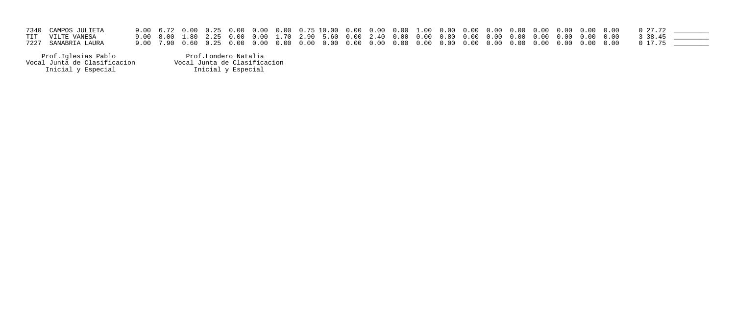| | | | | | | | | | | | | | | | | | | | | | | | | | |
|---|---|---|---|---|---|---|---|---|---|---|---|---|---|---|---|---|---|---|---|---|---|---|---|---|---|
| 7340 | CAMPOS JULIETA | 9.00 | 6.72 | 0.00 | 0.25 | 0.00 | 0.00 | 0.00 | 0.75 | 10.00 | 0.00 | 0.00 | 0.00 | 1.00 | 0.00 | 0.00 | 0.00 | 0.00 | 0.00 | 0.00 | 0.00 | 0.00 | 0 | 27.72 | ________ |
| TIT | VILTE VANESA | 9.00 | 8.00 | 1.80 | 2.25 | 0.00 | 0.00 | 1.70 | 2.90 | 5.60 | 0.00 | 2.40 | 0.00 | 0.00 | 0.80 | 0.00 | 0.00 | 0.00 | 0.00 | 0.00 | 0.00 | 0.00 | 3 | 38.45 | ________ |
| 7227 | SANABRIA LAURA | 9.00 | 7.90 | 0.60 | 0.25 | 0.00 | 0.00 | 0.00 | 0.00 | 0.00 | 0.00 | 0.00 | 0.00 | 0.00 | 0.00 | 0.00 | 0.00 | 0.00 | 0.00 | 0.00 | 0.00 | 0.00 | 0 | 17.75 | ________ |

Prof.Iglesias Pablo
Vocal Junta de Clasificacion
Inicial y Especial

Prof.Londero Natalia
Vocal Junta de Clasificacion
Inicial y Especial